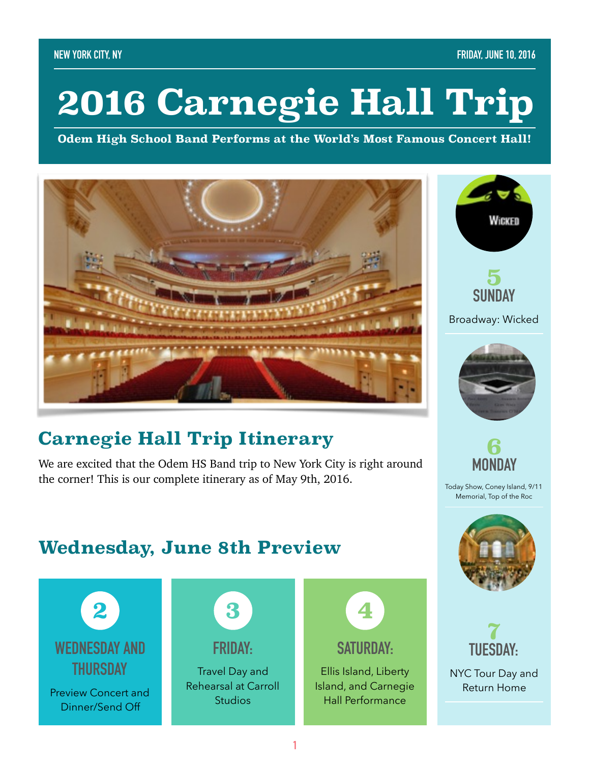NEW YORK CITY, NY

FRIDAY, JUNE 10, 2016

# 2016 Carnegie Hall Trip

**Odem High School Band Performs at the World's Most Famous Concert Hall!**

## Carnegie Hall Trip Itinerary

We are excited that the Odem HS Band trip to New York City is right around the corner! This is our complete itinerary as of May 9th, 2016.

## Wednesday, June 8th Preview

**2**

**WEDNESDAY AND THURSDAY**

Preview Concert and Dinner/Send Off

**3**

**FRIDAY:**

Travel Day and Rehearsal at Carroll Studios

**4**

**SATURDAY:**

Ellis Island, Liberty Island, and Carnegie Hall Performance

**5**

**SUNDAY**

Broadway: Wicked

**6**

**MONDAY**

Today Show, Coney Island, 9/11 Memorial, Top of the Roc

**7**

**TUESDAY:**

NYC Tour Day and Return Home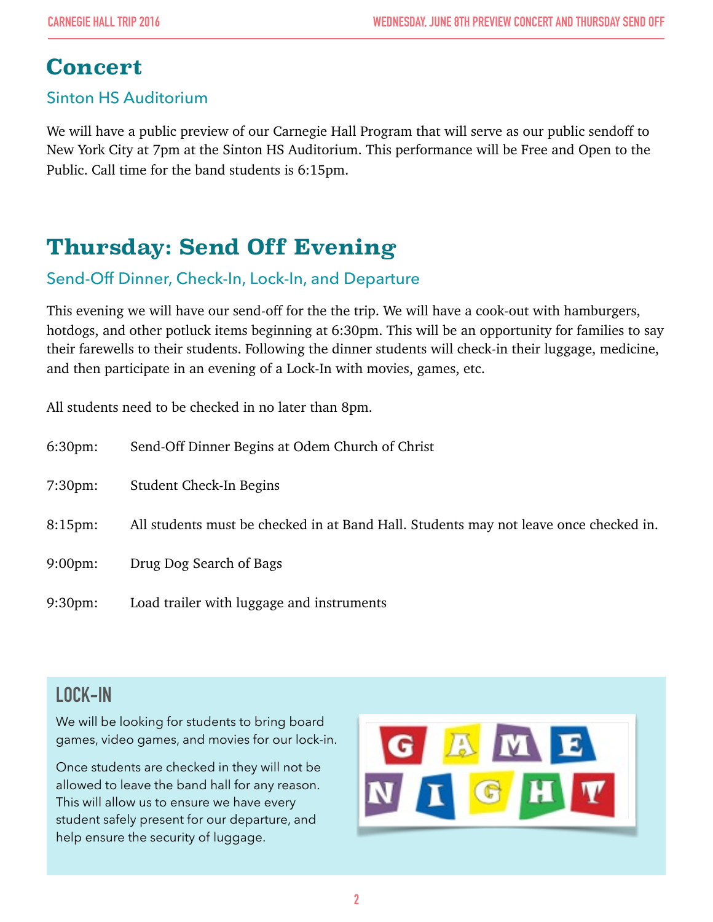# Concert

### Sinton HS Auditorium

We will have a public preview of our Carnegie Hall Program that will serve as our public sendoff to New York City at 7pm at the Sinton HS Auditorium. This performance will be Free and Open to the Public. Call time for the band students is 6:15pm.

# Thursday: Send Off Evening

### Send-Off Dinner, Check-In, Lock-In, and Departure

This evening we will have our send-off for the the trip. We will have a cook-out with hamburgers, hotdogs, and other potluck items beginning at 6:30pm. This will be an opportunity for families to say their farewells to their students. Following the dinner students will check-in their luggage, medicine, and then participate in an evening of a Lock-In with movies, games, etc.

All students need to be checked in no later than 8pm.

6:30pm: Send-Off Dinner Begins at Odem Church of Christ

7:30pm: Student Check-In Begins

8:15pm: All students must be checked in at Band Hall. Students may not leave once checked in.

9:00pm: Drug Dog Search of Bags

9:30pm: Load trailer with luggage and instruments

## LOCK-IN

We will be looking for students to bring board games, video games, and movies for our lock-in.

Once students are checked in they will not be allowed to leave the band hall for any reason. This will allow us to ensure we have every student safely present for our departure, and help ensure the security of luggage.

GAME NIGHT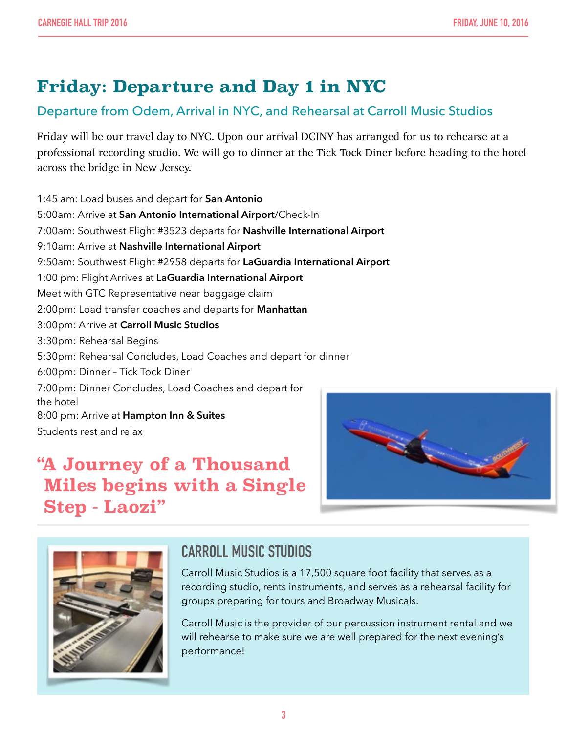# Friday: Departure and Day 1 in NYC

## Departure from Odem, Arrival in NYC, and Rehearsal at Carroll Music Studios

Friday will be our travel day to NYC. Upon our arrival DCINY has arranged for us to rehearse at a professional recording studio. We will go to dinner at the Tick Tock Diner before heading to the hotel across the bridge in New Jersey.

1:45 am: Load buses and depart for **San Antonio**
5:00am: Arrive at **San Antonio International Airport**/Check-In
7:00am: Southwest Flight #3523 departs for **Nashville International Airport**
9:10am: Arrive at **Nashville International Airport**
9:50am: Southwest Flight #2958 departs for **LaGuardia International Airport**
1:00 pm: Flight Arrives at **LaGuardia International Airport**
Meet with GTC Representative near baggage claim
2:00pm: Load transfer coaches and departs for **Manhattan**
3:00pm: Arrive at **Carroll Music Studios**
3:30pm: Rehearsal Begins
5:30pm: Rehearsal Concludes, Load Coaches and depart for dinner
6:00pm: Dinner – Tick Tock Diner
7:00pm: Dinner Concludes, Load Coaches and depart for the hotel
8:00 pm: Arrive at **Hampton Inn & Suites**
Students rest and relax

**"A Journey of a Thousand Miles begins with a Single Step - Laozi"**

### CARROLL MUSIC STUDIOS

Carroll Music Studios is a 17,500 square foot facility that serves as a recording studio, rents instruments, and serves as a rehearsal facility for groups preparing for tours and Broadway Musicals.

Carroll Music is the provider of our percussion instrument rental and we will rehearse to make sure we are well prepared for the next evening's performance!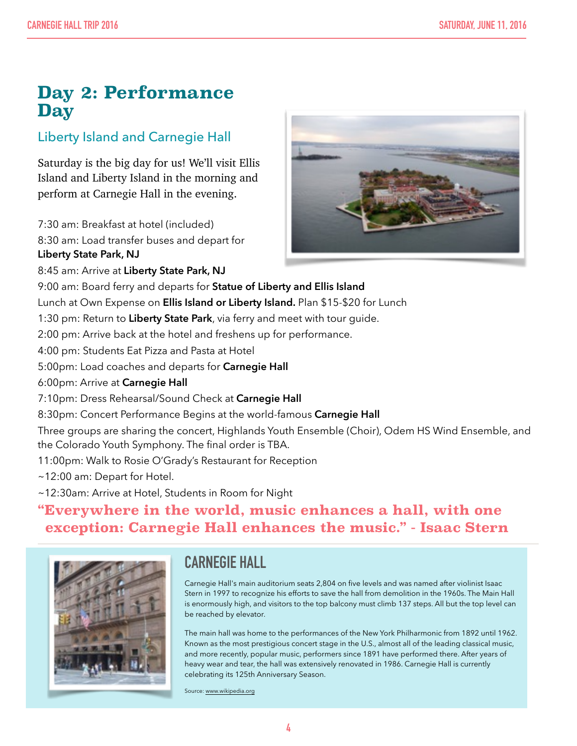# Day 2: Performance Day

## Liberty Island and Carnegie Hall

Saturday is the big day for us! We'll visit Ellis Island and Liberty Island in the morning and perform at Carnegie Hall in the evening.

7:30 am: Breakfast at hotel (included)
8:30 am: Load transfer buses and depart for **Liberty State Park, NJ**
8:45 am: Arrive at **Liberty State Park, NJ**
9:00 am: Board ferry and departs for **Statue of Liberty and Ellis Island**
Lunch at Own Expense on **Ellis Island or Liberty Island.** Plan $15-$20 for Lunch
1:30 pm: Return to **Liberty State Park**, via ferry and meet with tour guide.
2:00 pm: Arrive back at the hotel and freshens up for performance.
4:00 pm: Students Eat Pizza and Pasta at Hotel
5:00pm: Load coaches and departs for **Carnegie Hall**
6:00pm: Arrive at **Carnegie Hall**
7:10pm: Dress Rehearsal/Sound Check at **Carnegie Hall**
8:30pm: Concert Performance Begins at the world-famous **Carnegie Hall**
Three groups are sharing the concert, Highlands Youth Ensemble (Choir), Odem HS Wind Ensemble, and the Colorado Youth Symphony. The final order is TBA.
11:00pm: Walk to Rosie O'Grady's Restaurant for Reception
~12:00 am: Depart for Hotel.
~12:30am: Arrive at Hotel, Students in Room for Night

**"Everywhere in the world, music enhances a hall, with one exception: Carnegie Hall enhances the music." - Isaac Stern**

## CARNEGIE HALL

Carnegie Hall's main auditorium seats 2,804 on five levels and was named after violinist Isaac Stern in 1997 to recognize his efforts to save the hall from demolition in the 1960s. The Main Hall is enormously high, and visitors to the top balcony must climb 137 steps. All but the top level can be reached by elevator.

The main hall was home to the performances of the New York Philharmonic from 1892 until 1962. Known as the most prestigious concert stage in the U.S., almost all of the leading classical music, and more recently, popular music, performers since 1891 have performed there. After years of heavy wear and tear, the hall was extensively renovated in 1986. Carnegie Hall is currently celebrating its 125th Anniversary Season.

Source: www.wikipedia.org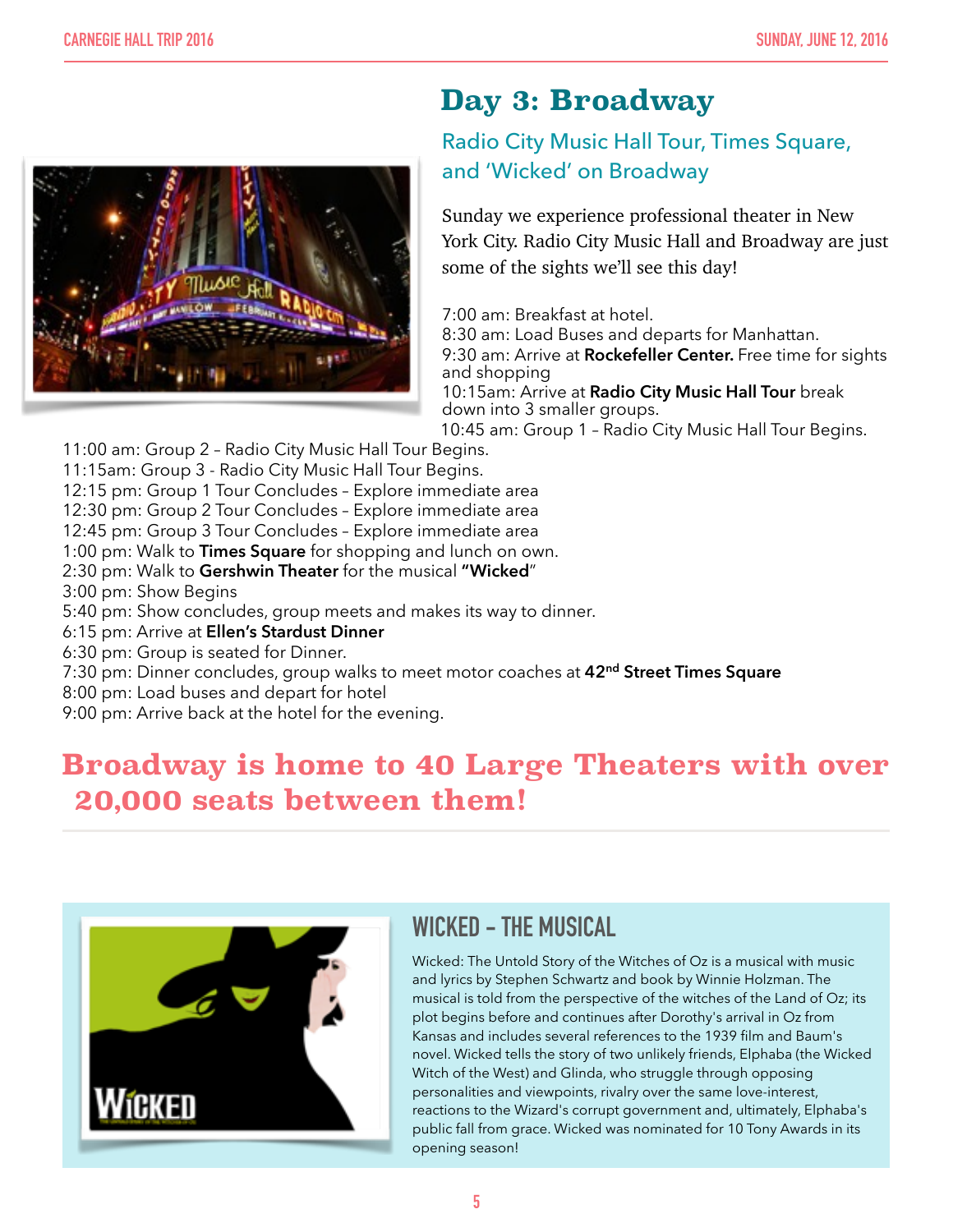# Day 3: Broadway

## Radio City Music Hall Tour, Times Square, and 'Wicked' on Broadway

Sunday we experience professional theater in New York City. Radio City Music Hall and Broadway are just some of the sights we'll see this day!

7:00 am: Breakfast at hotel.
8:30 am: Load Buses and departs for Manhattan.
9:30 am: Arrive at **Rockefeller Center.** Free time for sights and shopping
10:15am: Arrive at **Radio City Music Hall Tour** break down into 3 smaller groups.
10:45 am: Group 1 – Radio City Music Hall Tour Begins.
11:00 am: Group 2 – Radio City Music Hall Tour Begins.
11:15am: Group 3 - Radio City Music Hall Tour Begins.
12:15 pm: Group 1 Tour Concludes – Explore immediate area
12:30 pm: Group 2 Tour Concludes – Explore immediate area
12:45 pm: Group 3 Tour Concludes – Explore immediate area
1:00 pm: Walk to **Times Square** for shopping and lunch on own.
2:30 pm: Walk to **Gershwin Theater** for the musical **"Wicked**"
3:00 pm: Show Begins
5:40 pm: Show concludes, group meets and makes its way to dinner.
6:15 pm: Arrive at **Ellen's Stardust Dinner**
6:30 pm: Group is seated for Dinner.
7:30 pm: Dinner concludes, group walks to meet motor coaches at **42nd Street Times Square**
8:00 pm: Load buses and depart for hotel
9:00 pm: Arrive back at the hotel for the evening.

## Broadway is home to 40 Large Theaters with over 20,000 seats between them!

### WICKED – THE MUSICAL

Wicked: The Untold Story of the Witches of Oz is a musical with music and lyrics by Stephen Schwartz and book by Winnie Holzman. The musical is told from the perspective of the witches of the Land of Oz; its plot begins before and continues after Dorothy's arrival in Oz from Kansas and includes several references to the 1939 film and Baum's novel. Wicked tells the story of two unlikely friends, Elphaba (the Wicked Witch of the West) and Glinda, who struggle through opposing personalities and viewpoints, rivalry over the same love-interest, reactions to the Wizard's corrupt government and, ultimately, Elphaba's public fall from grace. Wicked was nominated for 10 Tony Awards in its opening season!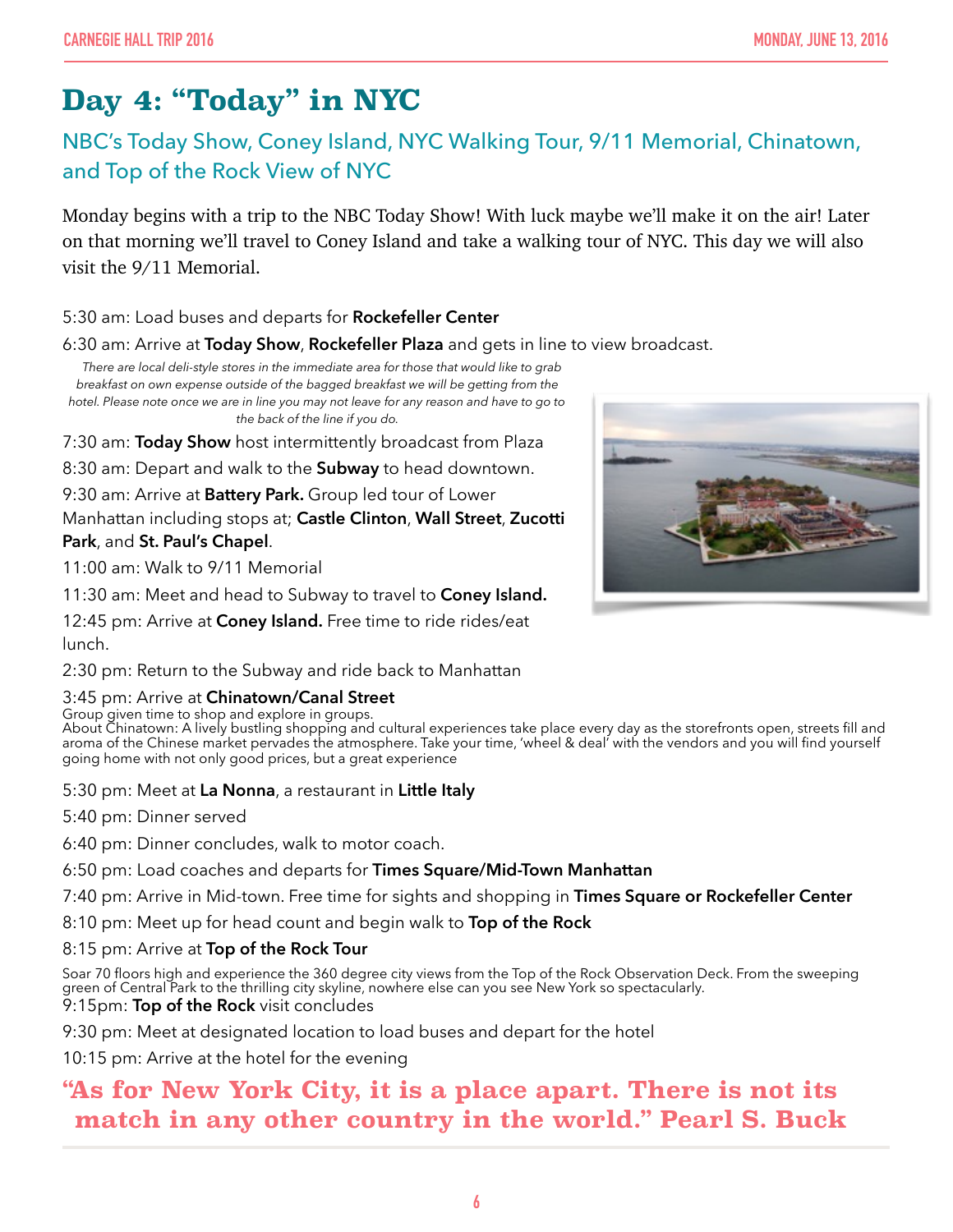# Day 4: "Today" in NYC

## NBC's Today Show, Coney Island, NYC Walking Tour, 9/11 Memorial, Chinatown, and Top of the Rock View of NYC

Monday begins with a trip to the NBC Today Show! With luck maybe we'll make it on the air! Later on that morning we'll travel to Coney Island and take a walking tour of NYC. This day we will also visit the 9/11 Memorial.

5:30 am: Load buses and departs for **Rockefeller Center**

6:30 am: Arrive at **Today Show**, **Rockefeller Plaza** and gets in line to view broadcast.

*There are local deli-style stores in the immediate area for those that would like to grab breakfast on own expense outside of the bagged breakfast we will be getting from the hotel. Please note once we are in line you may not leave for any reason and have to go to the back of the line if you do.*

7:30 am: **Today Show** host intermittently broadcast from Plaza

8:30 am: Depart and walk to the **Subway** to head downtown.

9:30 am: Arrive at **Battery Park.** Group led tour of Lower Manhattan including stops at; **Castle Clinton**, **Wall Street**, **Zucotti Park**, and **St. Paul's Chapel**.

11:00 am: Walk to 9/11 Memorial

11:30 am: Meet and head to Subway to travel to **Coney Island.**

12:45 pm: Arrive at **Coney Island.** Free time to ride rides/eat lunch.

2:30 pm: Return to the Subway and ride back to Manhattan

3:45 pm: Arrive at **Chinatown/Canal Street**
Group given time to shop and explore in groups.
About Chinatown: A lively bustling shopping and cultural experiences take place every day as the storefronts open, streets fill and aroma of the Chinese market pervades the atmosphere. Take your time, 'wheel & deal' with the vendors and you will find yourself going home with not only good prices, but a great experience

5:30 pm: Meet at **La Nonna**, a restaurant in **Little Italy**

5:40 pm: Dinner served

6:40 pm: Dinner concludes, walk to motor coach.

6:50 pm: Load coaches and departs for **Times Square/Mid-Town Manhattan**

7:40 pm: Arrive in Mid-town. Free time for sights and shopping in **Times Square or Rockefeller Center**

8:10 pm: Meet up for head count and begin walk to **Top of the Rock**

8:15 pm: Arrive at **Top of the Rock Tour**

Soar 70 floors high and experience the 360 degree city views from the Top of the Rock Observation Deck. From the sweeping green of Central Park to the thrilling city skyline, nowhere else can you see New York so spectacularly.

9:15pm: **Top of the Rock** visit concludes

9:30 pm: Meet at designated location to load buses and depart for the hotel

10:15 pm: Arrive at the hotel for the evening

**"As for New York City, it is a place apart. There is not its match in any other country in the world." Pearl S. Buck**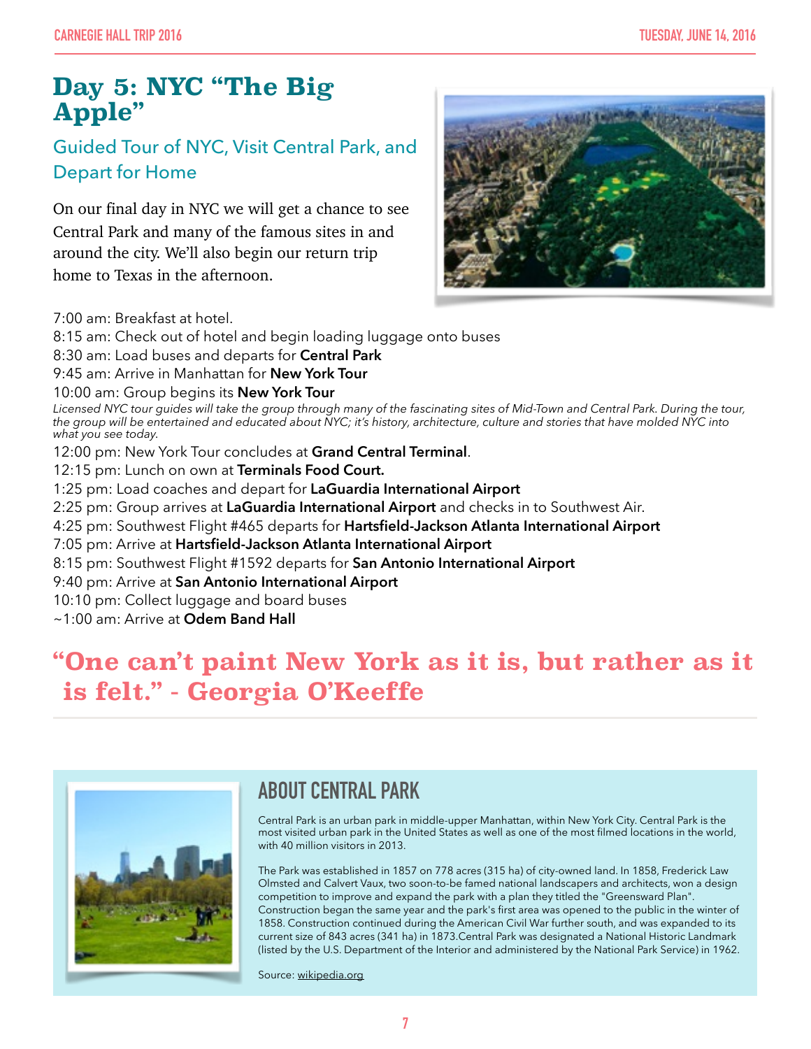# Day 5: NYC "The Big Apple"

## Guided Tour of NYC, Visit Central Park, and Depart for Home

On our final day in NYC we will get a chance to see Central Park and many of the famous sites in and around the city. We'll also begin our return trip home to Texas in the afternoon.

7:00 am: Breakfast at hotel.
8:15 am: Check out of hotel and begin loading luggage onto buses
8:30 am: Load buses and departs for **Central Park**
9:45 am: Arrive in Manhattan for **New York Tour**
10:00 am: Group begins its **New York Tour**
*Licensed NYC tour guides will take the group through many of the fascinating sites of Mid-Town and Central Park. During the tour, the group will be entertained and educated about NYC; it's history, architecture, culture and stories that have molded NYC into what you see today.*
12:00 pm: New York Tour concludes at **Grand Central Terminal**.
12:15 pm: Lunch on own at **Terminals Food Court.**
1:25 pm: Load coaches and depart for **LaGuardia International Airport**
2:25 pm: Group arrives at **LaGuardia International Airport** and checks in to Southwest Air.
4:25 pm: Southwest Flight #465 departs for **Hartsfield-Jackson Atlanta International Airport**
7:05 pm: Arrive at **Hartsfield-Jackson Atlanta International Airport**
8:15 pm: Southwest Flight #1592 departs for **San Antonio International Airport**
9:40 pm: Arrive at **San Antonio International Airport**
10:10 pm: Collect luggage and board buses
~1:00 am: Arrive at **Odem Band Hall**

**"One can't paint New York as it is, but rather as it is felt." - Georgia O'Keeffe**

## ABOUT CENTRAL PARK

Central Park is an urban park in middle-upper Manhattan, within New York City. Central Park is the most visited urban park in the United States as well as one of the most filmed locations in the world, with 40 million visitors in 2013.

The Park was established in 1857 on 778 acres (315 ha) of city-owned land. In 1858, Frederick Law Olmsted and Calvert Vaux, two soon-to-be famed national landscapers and architects, won a design competition to improve and expand the park with a plan they titled the "Greensward Plan". Construction began the same year and the park's first area was opened to the public in the winter of 1858. Construction continued during the American Civil War further south, and was expanded to its current size of 843 acres (341 ha) in 1873.Central Park was designated a National Historic Landmark (listed by the U.S. Department of the Interior and administered by the National Park Service) in 1962.

Source: wikipedia.org